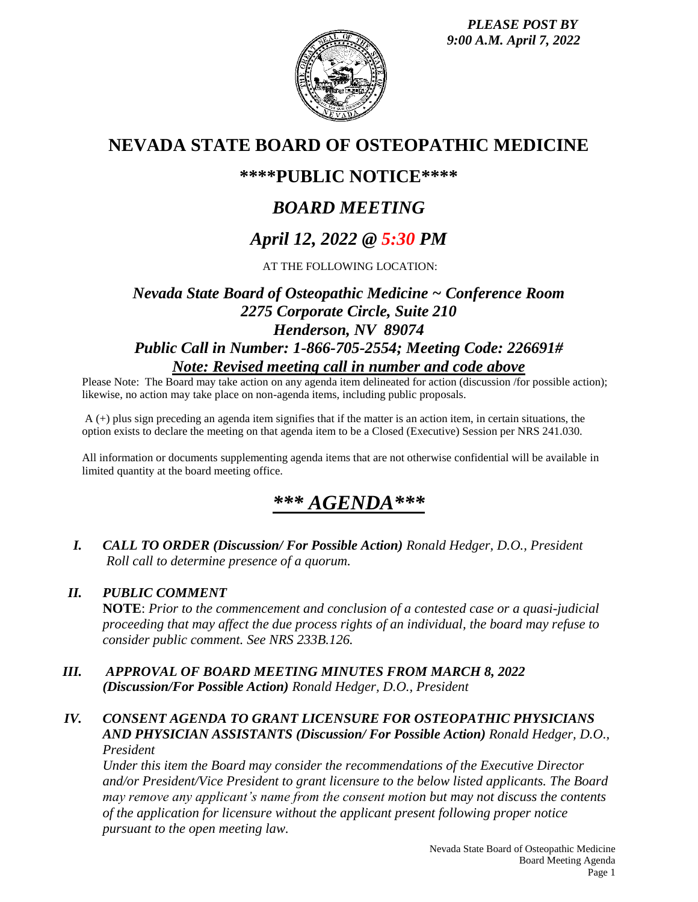*PLEASE POST BY*
*9:00 A.M. April 7, 2022*

# NEVADA STATE BOARD OF OSTEOPATHIC MEDICINE

## \*\*\*\*PUBLIC NOTICE\*\*\*\*

## *BOARD MEETING*

## *April 12, 2022 @ 5:30 PM*

AT THE FOLLOWING LOCATION:

***Nevada State Board of Osteopathic Medicine ~ Conference Room***
***2275 Corporate Circle, Suite 210***
***Henderson, NV 89074***
***Public Call in Number: 1-866-705-2554; Meeting Code: 226691#***
***Note: Revised meeting call in number and code above***

Please Note: The Board may take action on any agenda item delineated for action (discussion /for possible action); likewise, no action may take place on non-agenda items, including public proposals.

A (+) plus sign preceding an agenda item signifies that if the matter is an action item, in certain situations, the option exists to declare the meeting on that agenda item to be a Closed (Executive) Session per NRS 241.030.

All information or documents supplementing agenda items that are not otherwise confidential will be available in limited quantity at the board meeting office.

# *\*\*\* AGENDA\*\*\**

**I.** ***CALL TO ORDER (Discussion/ For Possible Action)*** *Ronald Hedger, D.O., President*
*Roll call to determine presence of a quorum.*

**II.** ***PUBLIC COMMENT***
**NOTE**: *Prior to the commencement and conclusion of a contested case or a quasi-judicial proceeding that may affect the due process rights of an individual, the board may refuse to consider public comment. See NRS 233B.126.*

**III.** ***APPROVAL OF BOARD MEETING MINUTES FROM MARCH 8, 2022 (Discussion/For Possible Action)*** *Ronald Hedger, D.O., President*

**IV.** ***CONSENT AGENDA TO GRANT LICENSURE FOR OSTEOPATHIC PHYSICIANS AND PHYSICIAN ASSISTANTS (Discussion/ For Possible Action)*** *Ronald Hedger, D.O., President*
*Under this item the Board may consider the recommendations of the Executive Director and/or President/Vice President to grant licensure to the below listed applicants. The Board may remove any applicant's name from the consent motion but may not discuss the contents of the application for licensure without the applicant present following proper notice pursuant to the open meeting law.*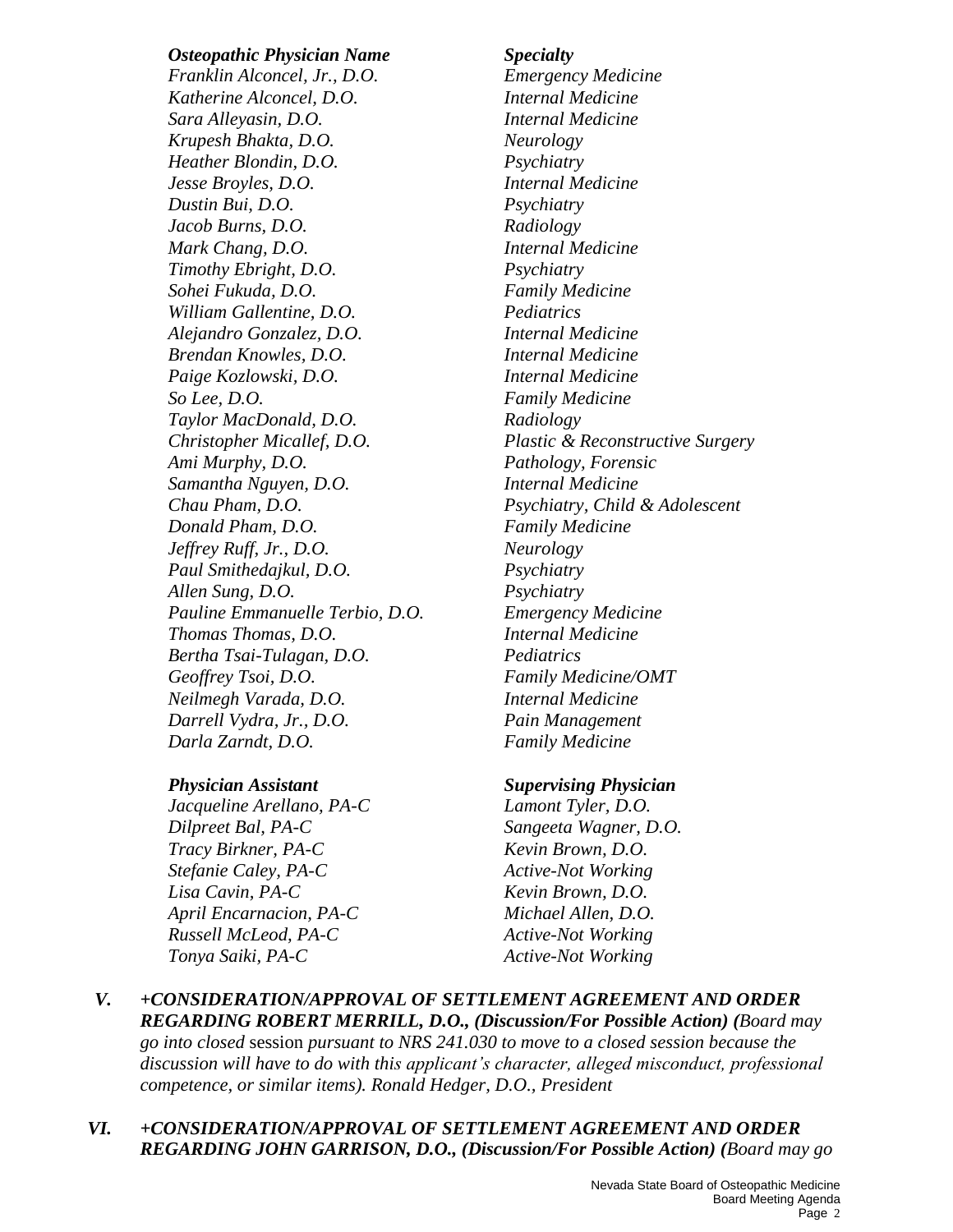| *Osteopathic Physician Name* | *Specialty* |
| --- | --- |
| *Franklin Alconcel, Jr., D.O.* | *Emergency Medicine* |
| *Katherine Alconcel, D.O.* | *Internal Medicine* |
| *Sara Alleyasin, D.O.* | *Internal Medicine* |
| *Krupesh Bhakta, D.O.* | *Neurology* |
| *Heather Blondin, D.O.* | *Psychiatry* |
| *Jesse Broyles, D.O.* | *Internal Medicine* |
| *Dustin Bui, D.O.* | *Psychiatry* |
| *Jacob Burns, D.O.* | *Radiology* |
| *Mark Chang, D.O.* | *Internal Medicine* |
| *Timothy Ebright, D.O.* | *Psychiatry* |
| *Sohei Fukuda, D.O.* | *Family Medicine* |
| *William Gallentine, D.O.* | *Pediatrics* |
| *Alejandro Gonzalez, D.O.* | *Internal Medicine* |
| *Brendan Knowles, D.O.* | *Internal Medicine* |
| *Paige Kozlowski, D.O.* | *Internal Medicine* |
| *So Lee, D.O.* | *Family Medicine* |
| *Taylor MacDonald, D.O.* | *Radiology* |
| *Christopher Micallef, D.O.* | *Plastic & Reconstructive Surgery* |
| *Ami Murphy, D.O.* | *Pathology, Forensic* |
| *Samantha Nguyen, D.O.* | *Internal Medicine* |
| *Chau Pham, D.O.* | *Psychiatry, Child & Adolescent* |
| *Donald Pham, D.O.* | *Family Medicine* |
| *Jeffrey Ruff, Jr., D.O.* | *Neurology* |
| *Paul Smithedajkul, D.O.* | *Psychiatry* |
| *Allen Sung, D.O.* | *Psychiatry* |
| *Pauline Emmanuelle Terbio, D.O.* | *Emergency Medicine* |
| *Thomas Thomas, D.O.* | *Internal Medicine* |
| *Bertha Tsai-Tulagan, D.O.* | *Pediatrics* |
| *Geoffrey Tsoi, D.O.* | *Family Medicine/OMT* |
| *Neilmegh Varada, D.O.* | *Internal Medicine* |
| *Darrell Vydra, Jr., D.O.* | *Pain Management* |
| *Darla Zarndt, D.O.* | *Family Medicine* |

| *Physician Assistant* | *Supervising Physician* |
| --- | --- |
| *Jacqueline Arellano, PA-C* | *Lamont Tyler, D.O.* |
| *Dilpreet Bal, PA-C* | *Sangeeta Wagner, D.O.* |
| *Tracy Birkner, PA-C* | *Kevin Brown, D.O.* |
| *Stefanie Caley, PA-C* | *Active-Not Working* |
| *Lisa Cavin, PA-C* | *Kevin Brown, D.O.* |
| *April Encarnacion, PA-C* | *Michael Allen, D.O.* |
| *Russell McLeod, PA-C* | *Active-Not Working* |
| *Tonya Saiki, PA-C* | *Active-Not Working* |

**V.** ***+CONSIDERATION/APPROVAL OF SETTLEMENT AGREEMENT AND ORDER REGARDING ROBERT MERRILL, D.O., (Discussion/For Possible Action) (****Board may go into closed session pursuant to NRS 241.030 to move to a closed session because the discussion will have to do with this applicant's character, alleged misconduct, professional competence, or similar items). Ronald Hedger, D.O., President*

**VI.** ***+CONSIDERATION/APPROVAL OF SETTLEMENT AGREEMENT AND ORDER REGARDING JOHN GARRISON, D.O., (Discussion/For Possible Action) (****Board may go*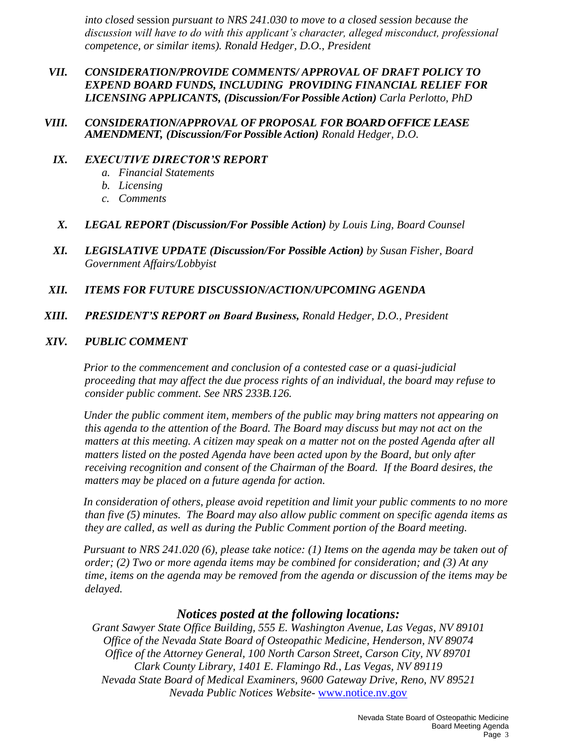*into closed* session *pursuant to NRS 241.030 to move to a closed session because the discussion will have to do with this applicant's character, alleged misconduct, professional competence, or similar items). Ronald Hedger, D.O., President*

**VII.** ***CONSIDERATION/PROVIDE COMMENTS/ APPROVAL OF DRAFT POLICY TO EXPEND BOARD FUNDS, INCLUDING PROVIDING FINANCIAL RELIEF FOR LICENSING APPLICANTS, (Discussion/For Possible Action)*** *Carla Perlotto, PhD*

**VIII.** ***CONSIDERATION/APPROVAL OF PROPOSAL FOR BOARD OFFICE LEASE AMENDMENT, (Discussion/For Possible Action)*** *Ronald Hedger, D.O.*

**IX.** ***EXECUTIVE DIRECTOR'S REPORT***

*a. Financial Statements*
*b. Licensing*
*c. Comments*

**X.** ***LEGAL REPORT (Discussion/For Possible Action)*** *by Louis Ling, Board Counsel*

**XI.** ***LEGISLATIVE UPDATE (Discussion/For Possible Action)*** *by Susan Fisher, Board Government Affairs/Lobbyist*

**XII.** ***ITEMS FOR FUTURE DISCUSSION/ACTION/UPCOMING AGENDA***

**XIII.** ***PRESIDENT'S REPORT on Board Business,*** *Ronald Hedger, D.O., President*

**XIV.** ***PUBLIC COMMENT***

*Prior to the commencement and conclusion of a contested case or a quasi-judicial proceeding that may affect the due process rights of an individual, the board may refuse to consider public comment. See NRS 233B.126.*

*Under the public comment item, members of the public may bring matters not appearing on this agenda to the attention of the Board. The Board may discuss but may not act on the matters at this meeting. A citizen may speak on a matter not on the posted Agenda after all matters listed on the posted Agenda have been acted upon by the Board, but only after receiving recognition and consent of the Chairman of the Board. If the Board desires, the matters may be placed on a future agenda for action.*

*In consideration of others, please avoid repetition and limit your public comments to no more than five (5) minutes. The Board may also allow public comment on specific agenda items as they are called, as well as during the Public Comment portion of the Board meeting.*

*Pursuant to NRS 241.020 (6), please take notice: (1) Items on the agenda may be taken out of order; (2) Two or more agenda items may be combined for consideration; and (3) At any time, items on the agenda may be removed from the agenda or discussion of the items may be delayed.*

## *Notices posted at the following locations:*

*Grant Sawyer State Office Building, 555 E. Washington Avenue, Las Vegas, NV 89101*
*Office of the Nevada State Board of Osteopathic Medicine, Henderson, NV 89074*
*Office of the Attorney General, 100 North Carson Street, Carson City, NV 89701*
*Clark County Library, 1401 E. Flamingo Rd., Las Vegas, NV 89119*
*Nevada State Board of Medical Examiners, 9600 Gateway Drive, Reno, NV 89521*
*Nevada Public Notices Website-* www.notice.nv.gov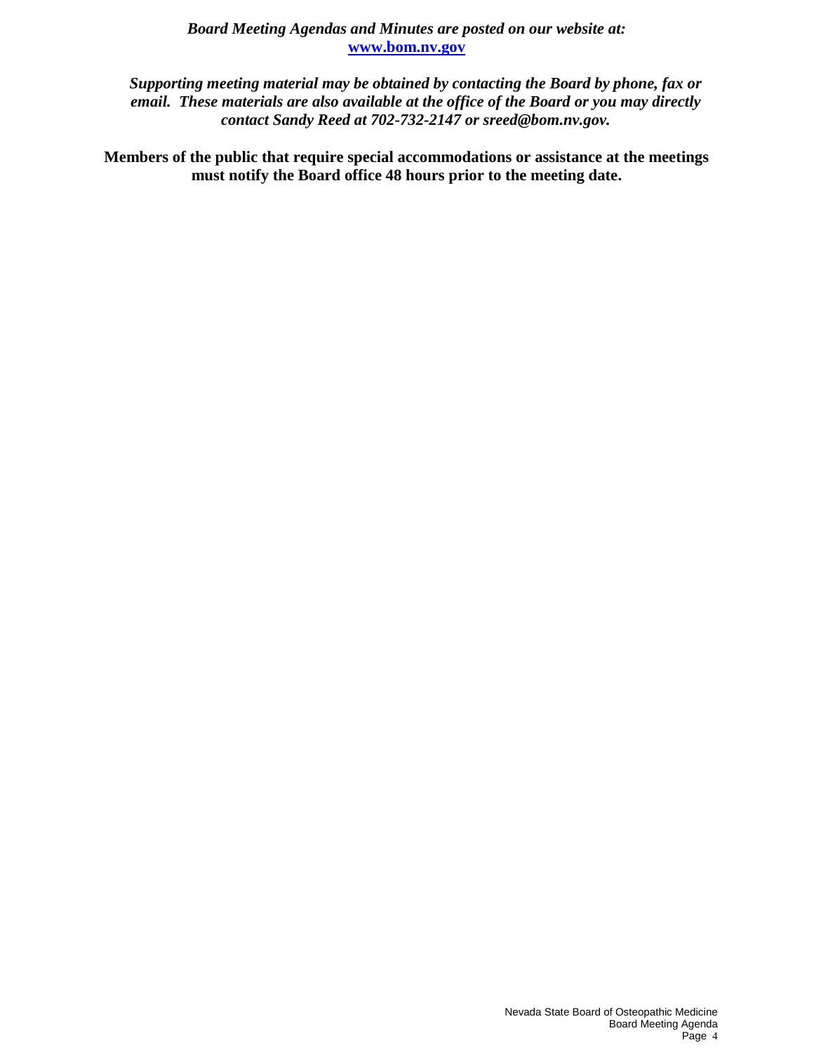***Board Meeting Agendas and Minutes are posted on our website at:***
**[www.bom.nv.gov](http://www.bom.nv.gov)**

***Supporting meeting material may be obtained by contacting the Board by phone, fax or email. These materials are also available at the office of the Board or you may directly contact Sandy Reed at 702-732-2147 or sreed@bom.nv.gov.***

**Members of the public that require special accommodations or assistance at the meetings must notify the Board office 48 hours prior to the meeting date.**